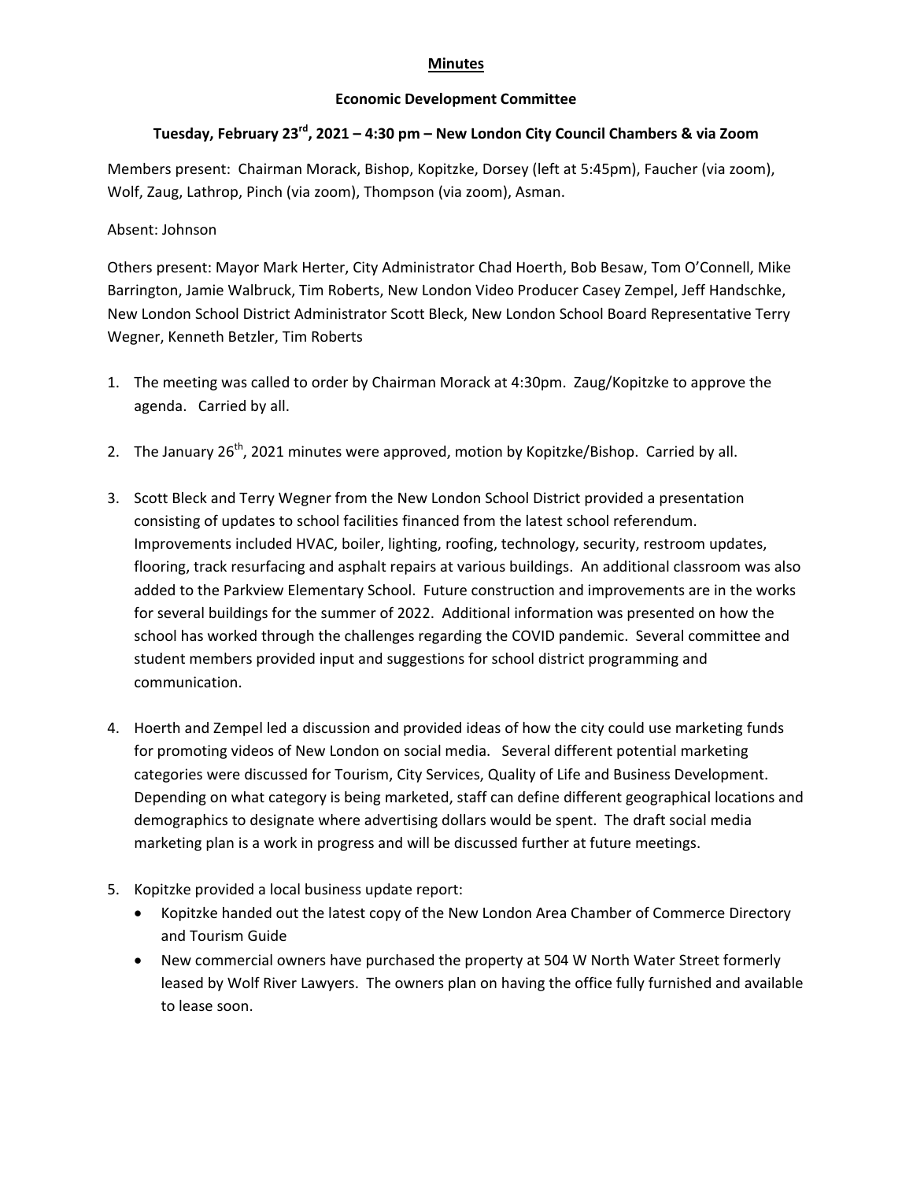**Minutes**

**Economic Development Committee**

**Tuesday, February 23rd, 2021 – 4:30 pm – New London City Council Chambers & via Zoom**

Members present: Chairman Morack, Bishop, Kopitzke, Dorsey (left at 5:45pm), Faucher (via zoom), Wolf, Zaug, Lathrop, Pinch (via zoom), Thompson (via zoom), Asman.

Absent: Johnson

Others present: Mayor Mark Herter, City Administrator Chad Hoerth, Bob Besaw, Tom O'Connell, Mike Barrington, Jamie Walbruck, Tim Roberts, New London Video Producer Casey Zempel, Jeff Handschke, New London School District Administrator Scott Bleck, New London School Board Representative Terry Wegner, Kenneth Betzler, Tim Roberts

1. The meeting was called to order by Chairman Morack at 4:30pm. Zaug/Kopitzke to approve the agenda. Carried by all.

2. The January 26th, 2021 minutes were approved, motion by Kopitzke/Bishop. Carried by all.

3. Scott Bleck and Terry Wegner from the New London School District provided a presentation consisting of updates to school facilities financed from the latest school referendum. Improvements included HVAC, boiler, lighting, roofing, technology, security, restroom updates, flooring, track resurfacing and asphalt repairs at various buildings. An additional classroom was also added to the Parkview Elementary School. Future construction and improvements are in the works for several buildings for the summer of 2022. Additional information was presented on how the school has worked through the challenges regarding the COVID pandemic. Several committee and student members provided input and suggestions for school district programming and communication.

4. Hoerth and Zempel led a discussion and provided ideas of how the city could use marketing funds for promoting videos of New London on social media. Several different potential marketing categories were discussed for Tourism, City Services, Quality of Life and Business Development. Depending on what category is being marketed, staff can define different geographical locations and demographics to designate where advertising dollars would be spent. The draft social media marketing plan is a work in progress and will be discussed further at future meetings.

5. Kopitzke provided a local business update report:
   - Kopitzke handed out the latest copy of the New London Area Chamber of Commerce Directory and Tourism Guide
   - New commercial owners have purchased the property at 504 W North Water Street formerly leased by Wolf River Lawyers. The owners plan on having the office fully furnished and available to lease soon.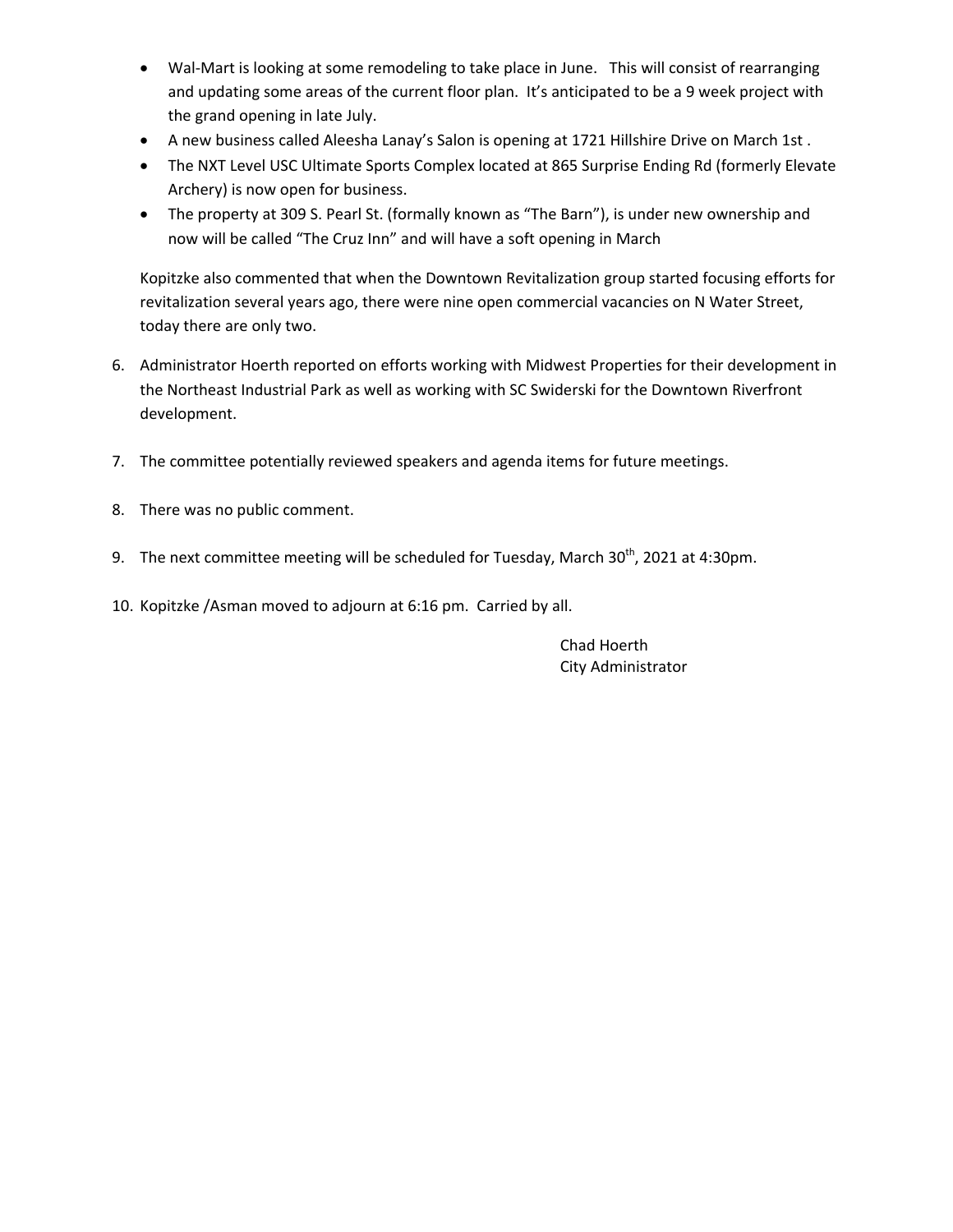- Wal-Mart is looking at some remodeling to take place in June. This will consist of rearranging and updating some areas of the current floor plan. It's anticipated to be a 9 week project with the grand opening in late July.
- A new business called Aleesha Lanay's Salon is opening at 1721 Hillshire Drive on March 1st .
- The NXT Level USC Ultimate Sports Complex located at 865 Surprise Ending Rd (formerly Elevate Archery) is now open for business.
- The property at 309 S. Pearl St. (formally known as "The Barn"), is under new ownership and now will be called "The Cruz Inn" and will have a soft opening in March

Kopitzke also commented that when the Downtown Revitalization group started focusing efforts for revitalization several years ago, there were nine open commercial vacancies on N Water Street, today there are only two.

6. Administrator Hoerth reported on efforts working with Midwest Properties for their development in the Northeast Industrial Park as well as working with SC Swiderski for the Downtown Riverfront development.

7. The committee potentially reviewed speakers and agenda items for future meetings.

8. There was no public comment.

9. The next committee meeting will be scheduled for Tuesday, March 30th, 2021 at 4:30pm.

10. Kopitzke /Asman moved to adjourn at 6:16 pm. Carried by all.

Chad Hoerth
City Administrator